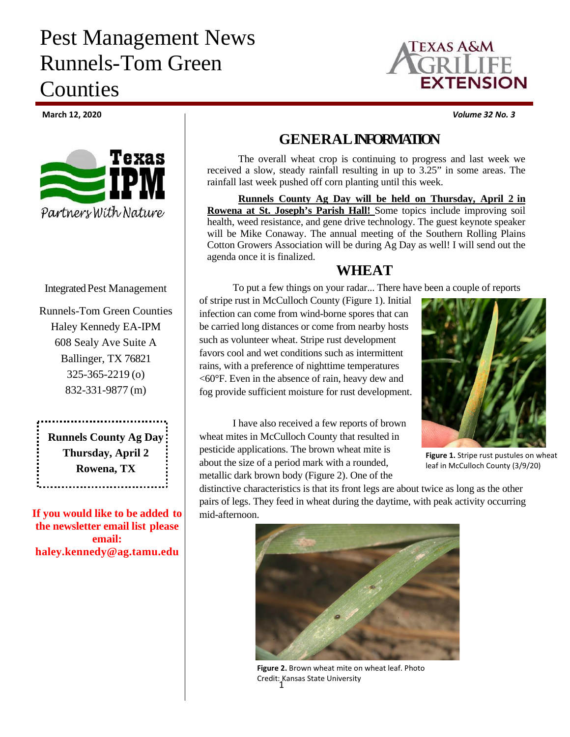# Pest Management News Runnels-Tom Green Counties

**March 12, 2020** *Volume 32 No. 3*

Integrated Pest Management

Runnels-Tom Green Counties
Haley Kennedy EA-IPM
608 Sealy Ave Suite A
Ballinger, TX 76821
325-365-2219 (o)
832-331-9877 (m)

**Runnels County Ag Day**
**Thursday, April 2**
**Rowena, TX**

**If you would like to be added to the newsletter email list please email: haley.kennedy@ag.tamu.edu**

## GENERAL INFORMATION

The overall wheat crop is continuing to progress and last week we received a slow, steady rainfall resulting in up to 3.25" in some areas. The rainfall last week pushed off corn planting until this week.

**Runnels County Ag Day will be held on Thursday, April 2 in Rowena at St. Joseph's Parish Hall!** Some topics include improving soil health, weed resistance, and gene drive technology. The guest keynote speaker will be Mike Conaway. The annual meeting of the Southern Rolling Plains Cotton Growers Association will be during Ag Day as well! I will send out the agenda once it is finalized.

## WHEAT

To put a few things on your radar... There have been a couple of reports of stripe rust in McCulloch County (Figure 1). Initial infection can come from wind-borne spores that can be carried long distances or come from nearby hosts such as volunteer wheat. Stripe rust development favors cool and wet conditions such as intermittent rains, with a preference of nighttime temperatures <60°F. Even in the absence of rain, heavy dew and fog provide sufficient moisture for rust development.

**Figure 1.** Stripe rust pustules on wheat leaf in McCulloch County (3/9/20)

I have also received a few reports of brown wheat mites in McCulloch County that resulted in pesticide applications. The brown wheat mite is about the size of a period mark with a rounded, metallic dark brown body (Figure 2). One of the distinctive characteristics is that its front legs are about twice as long as the other pairs of legs. They feed in wheat during the daytime, with peak activity occurring mid-afternoon.

**Figure 2.** Brown wheat mite on wheat leaf. Photo Credit: Kansas State University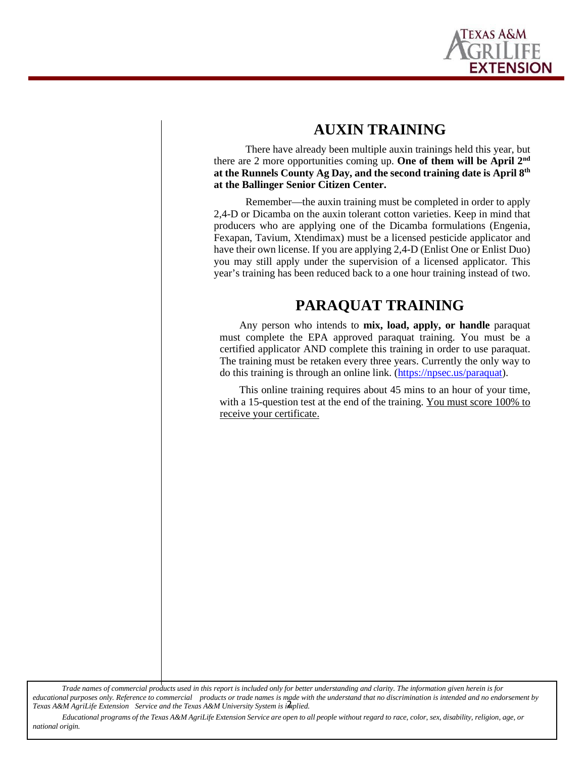## AUXIN TRAINING

There have already been multiple auxin trainings held this year, but there are 2 more opportunities coming up. **One of them will be April 2nd at the Runnels County Ag Day, and the second training date is April 8th at the Ballinger Senior Citizen Center.**

Remember—the auxin training must be completed in order to apply 2,4-D or Dicamba on the auxin tolerant cotton varieties. Keep in mind that producers who are applying one of the Dicamba formulations (Engenia, Fexapan, Tavium, Xtendimax) must be a licensed pesticide applicator and have their own license. If you are applying 2,4-D (Enlist One or Enlist Duo) you may still apply under the supervision of a licensed applicator. This year's training has been reduced back to a one hour training instead of two.

## PARAQUAT TRAINING

Any person who intends to **mix, load, apply, or handle** paraquat must complete the EPA approved paraquat training. You must be a certified applicator AND complete this training in order to use paraquat. The training must be retaken every three years. Currently the only way to do this training is through an online link. (https://npsec.us/paraquat).

This online training requires about 45 mins to an hour of your time, with a 15-question test at the end of the training. <u>You must score 100% to receive your certificate.</u>

*Trade names of commercial products used in this report is included only for better understanding and clarity. The information given herein is for educational purposes only. Reference to commercial products or trade names is made with the understand that no discrimination is intended and no endorsement by Texas A&M AgriLife Extension Service and the Texas A&M University System is implied.*

*Educational programs of the Texas A&M AgriLife Extension Service are open to all people without regard to race, color, sex, disability, religion, age, or national origin.*